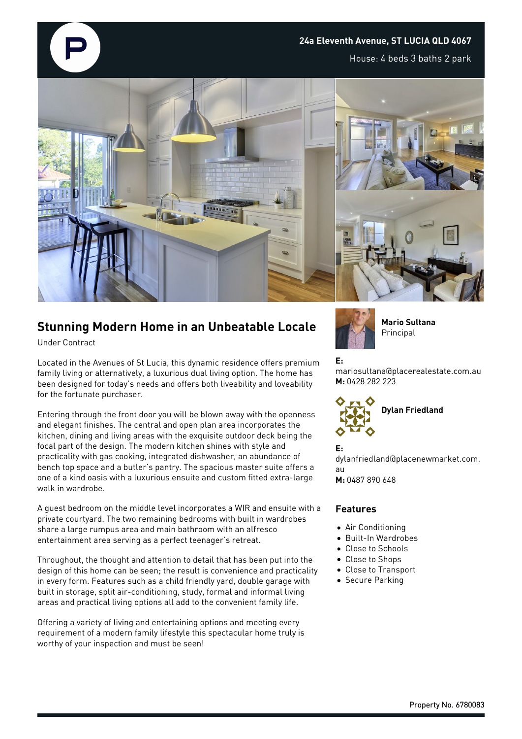24a Eleventh Avenue, ST LUCIA QLD 4067

House: 4 beds 3 baths 2 park

## Stunning Modern Home in an Unbeatable Locale

Under Contract

Located in the Avenues of St Lucia, this dynamic residence offers premium family living or alternatively, a luxurious dual living option. The home has been designed for today's needs and offers both liveability and loveability for the fortunate purchaser.

Entering through the front door you will be blown away with the openness and elegant finishes. The central and open plan area incorporates the kitchen, dining and living areas with the exquisite outdoor deck being the focal part of the design. The modern kitchen shines with style and practicality with gas cooking, integrated dishwasher, an abundance of bench top space and a butler's pantry. The spacious master suite offers a one of a kind oasis with a luxurious ensuite and custom fitted extra-large walk in wardrobe.

A guest bedroom on the middle level incorporates a WIR and ensuite with a private courtyard. The two remaining bedrooms with built in wardrobes share a large rumpus area and main bathroom with an alfresco entertainment area serving as a perfect teenager's retreat.

Throughout, the thought and attention to detail that has been put into the design of this home can be seen; the result is convenience and practicality in every form. Features such as a child friendly yard, double garage with built in storage, split air-conditioning, study, formal and informal living areas and practical living options all add to the convenient family life.

Offering a variety of living and entertaining options and meeting every requirement of a modern family lifestyle this spectacular home truly is worthy of your inspection and must be seen!

**Mario Sultana**
Principal

**E:** mariosultana@placerealestate.com.au
**M:** 0428 282 223

**Dylan Friedland**

**E:** dylanfriedland@placenewmarket.com.au
**M:** 0487 890 648

### Features

- Air Conditioning
- Built-In Wardrobes
- Close to Schools
- Close to Shops
- Close to Transport
- Secure Parking

Property No. 6780083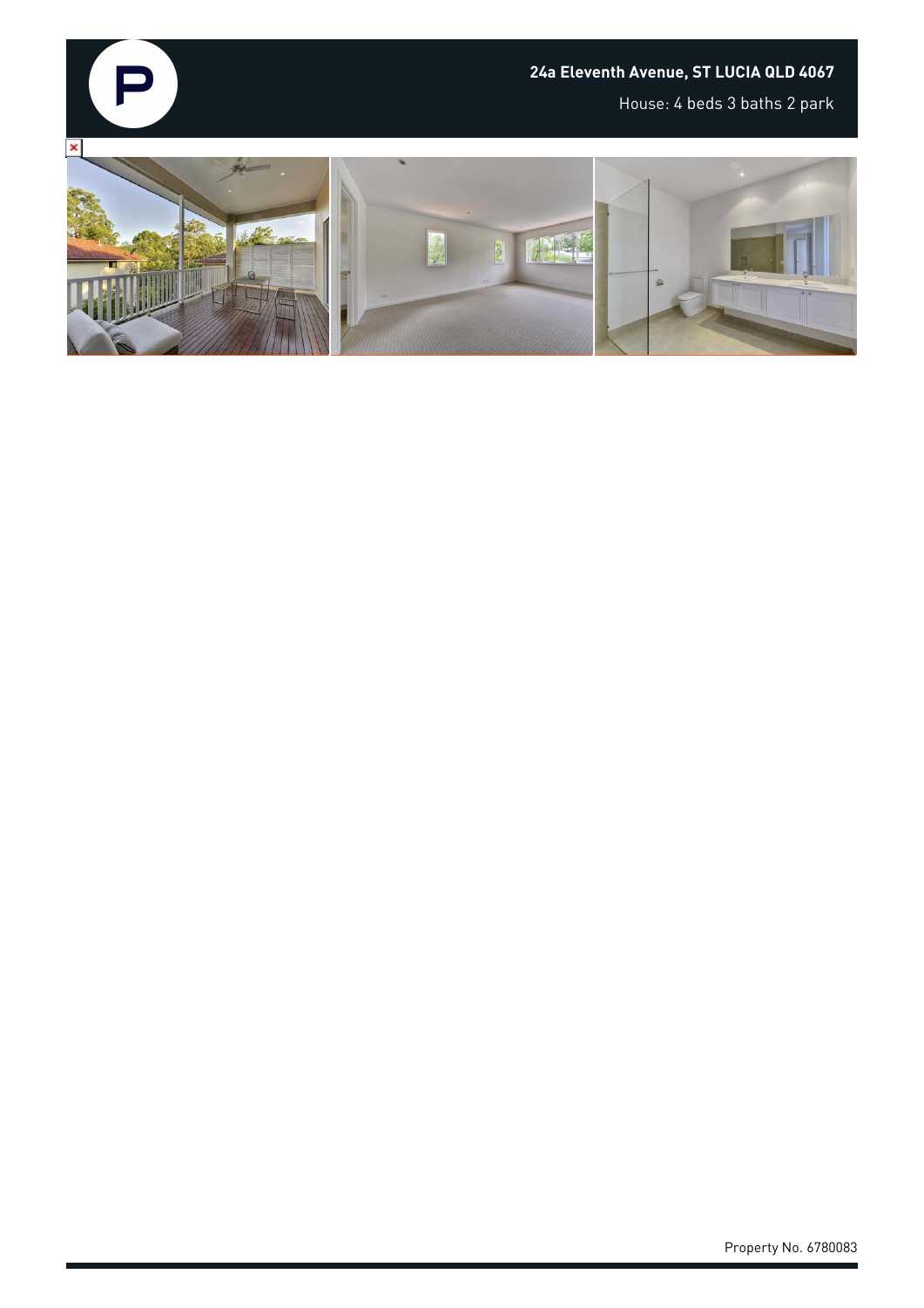**24a Eleventh Avenue, ST LUCIA QLD 4067**

House: 4 beds 3 baths 2 park

Property No. 6780083